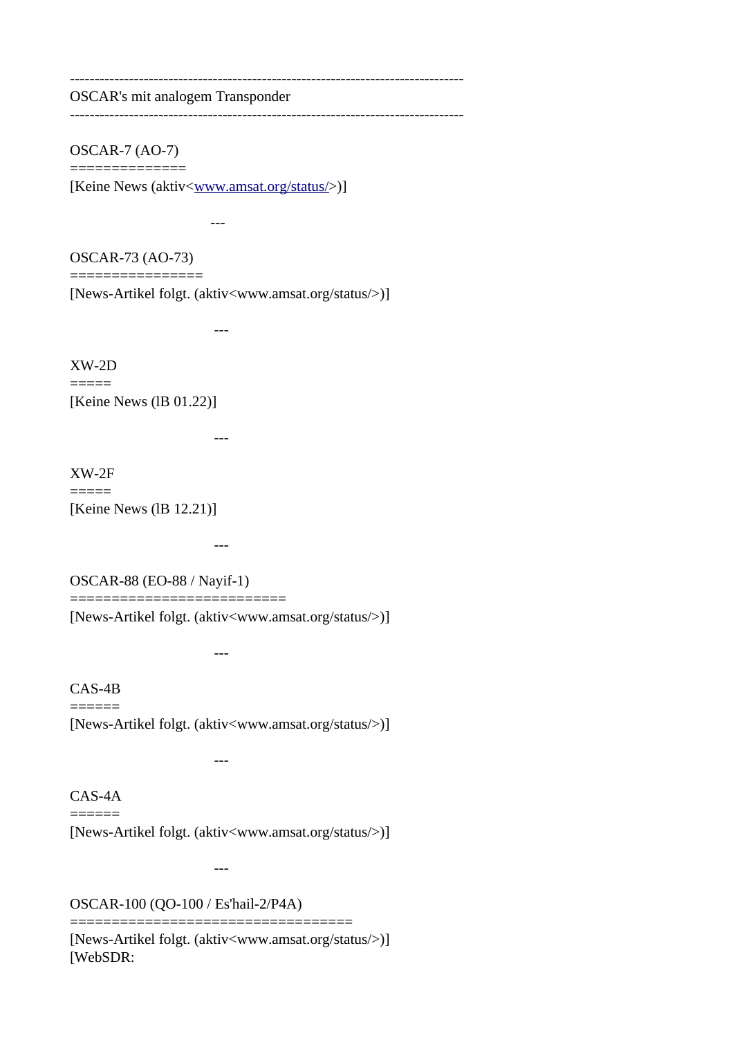--------------------------------------------------------------------------------
OSCAR's mit analogem Transponder
--------------------------------------------------------------------------------

OSCAR-7 (AO-7)
==============
[Keine News (aktiv<www.amsat.org/status/>)]

---

OSCAR-73 (AO-73)
================
[News-Artikel folgt. (aktiv<www.amsat.org/status/>)]

---

XW-2D
=====
[Keine News (lB 01.22)]

---

XW-2F
=====
[Keine News (lB 12.21)]

---

OSCAR-88 (EO-88 / Nayif-1)
==========================
[News-Artikel folgt. (aktiv<www.amsat.org/status/>)]

---

CAS-4B
======
[News-Artikel folgt. (aktiv<www.amsat.org/status/>)]

---

CAS-4A
======
[News-Artikel folgt. (aktiv<www.amsat.org/status/>)]

---

OSCAR-100 (QO-100 / Es'hail-2/P4A)
==================================
[News-Artikel folgt. (aktiv<www.amsat.org/status/>)]
[WebSDR: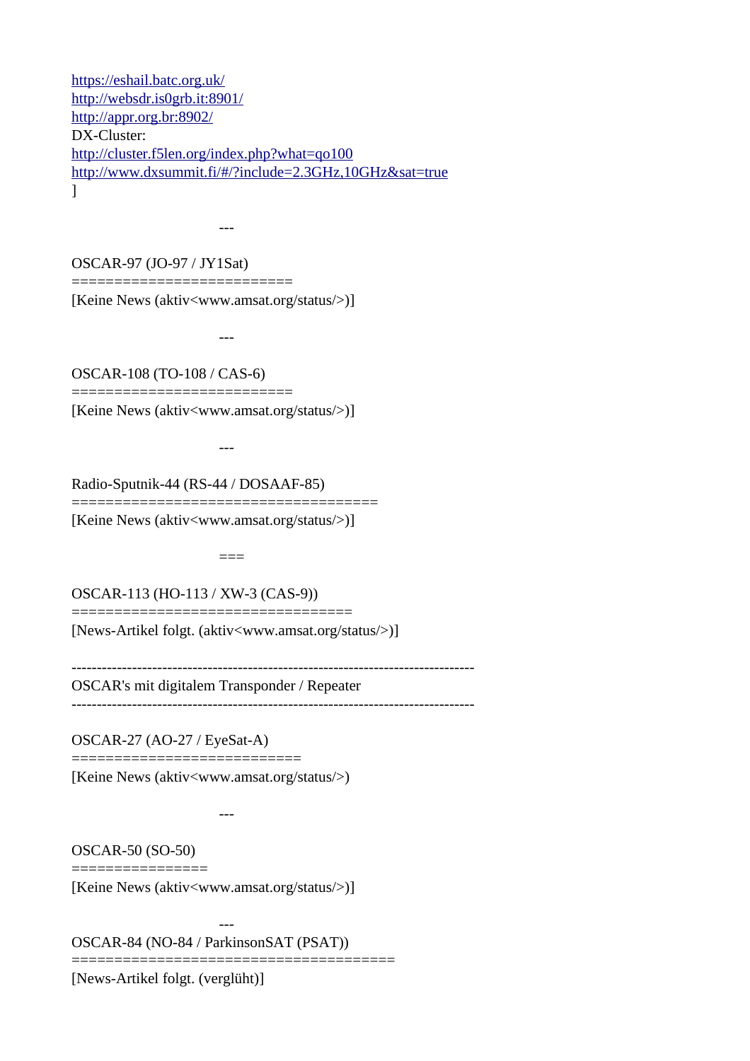https://eshail.batc.org.uk/
http://websdr.is0grb.it:8901/
http://appr.org.br:8902/
DX-Cluster:
http://cluster.f5len.org/index.php?what=qo100
http://www.dxsummit.fi/#/?include=2.3GHz,10GHz&sat=true
]

---

OSCAR-97 (JO-97 / JY1Sat)
==========================
[Keine News (aktiv<www.amsat.org/status/>)]

---

OSCAR-108 (TO-108 / CAS-6)
==========================
[Keine News (aktiv<www.amsat.org/status/>)]

---

Radio-Sputnik-44 (RS-44 / DOSAAF-85)
====================================
[Keine News (aktiv<www.amsat.org/status/>)]

===

OSCAR-113 (HO-113 / XW-3 (CAS-9))
=================================
[News-Artikel folgt. (aktiv<www.amsat.org/status/>)]

-------------------------------------------------------------------------------
OSCAR's mit digitalem Transponder / Repeater
-------------------------------------------------------------------------------

OSCAR-27 (AO-27 / EyeSat-A)
===========================
[Keine News (aktiv<www.amsat.org/status/>)

---

OSCAR-50 (SO-50)
================
[Keine News (aktiv<www.amsat.org/status/>)]

---

OSCAR-84 (NO-84 / ParkinsonSAT (PSAT))
======================================
[News-Artikel folgt. (verglüht)]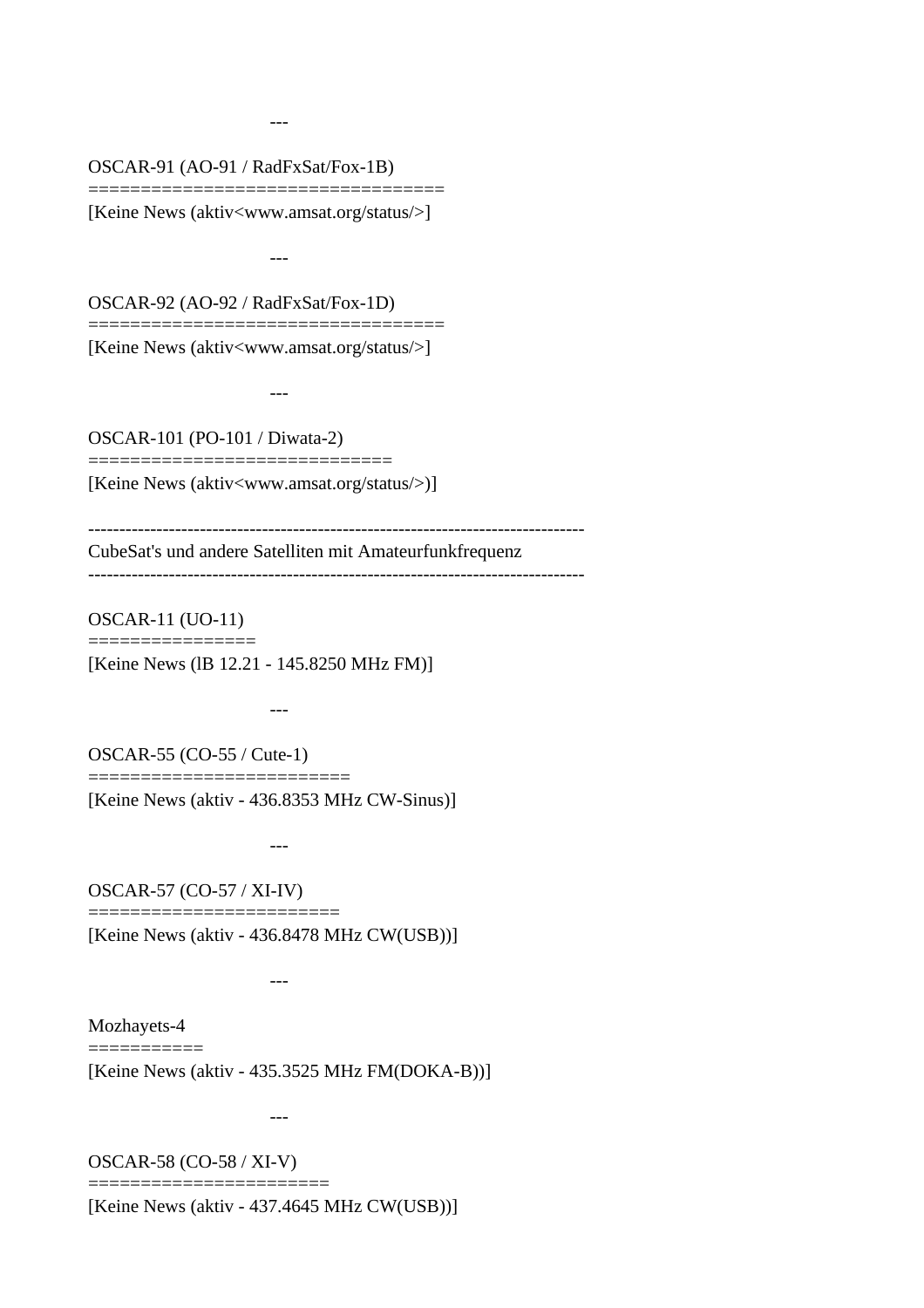---

OSCAR-91 (AO-91 / RadFxSat/Fox-1B)
==================================

[Keine News (aktiv<www.amsat.org/status/>]

---

OSCAR-92 (AO-92 / RadFxSat/Fox-1D)
==================================

[Keine News (aktiv<www.amsat.org/status/>]

---

OSCAR-101 (PO-101 / Diwata-2)
=============================

[Keine News (aktiv<www.amsat.org/status/>)]

--------------------------------------------------------------------------------
CubeSat's und andere Satelliten mit Amateurfunkfrequenz
--------------------------------------------------------------------------------

OSCAR-11 (UO-11)
================

[Keine News (lB 12.21 - 145.8250 MHz FM)]

---

OSCAR-55 (CO-55 / Cute-1)
=========================

[Keine News (aktiv - 436.8353 MHz CW-Sinus)]

---

OSCAR-57 (CO-57 / XI-IV)
========================

[Keine News (aktiv - 436.8478 MHz CW(USB))]

---

Mozhayets-4
===========

[Keine News (aktiv - 435.3525 MHz FM(DOKA-B))]

---

OSCAR-58 (CO-58 / XI-V)
=======================

[Keine News (aktiv - 437.4645 MHz CW(USB))]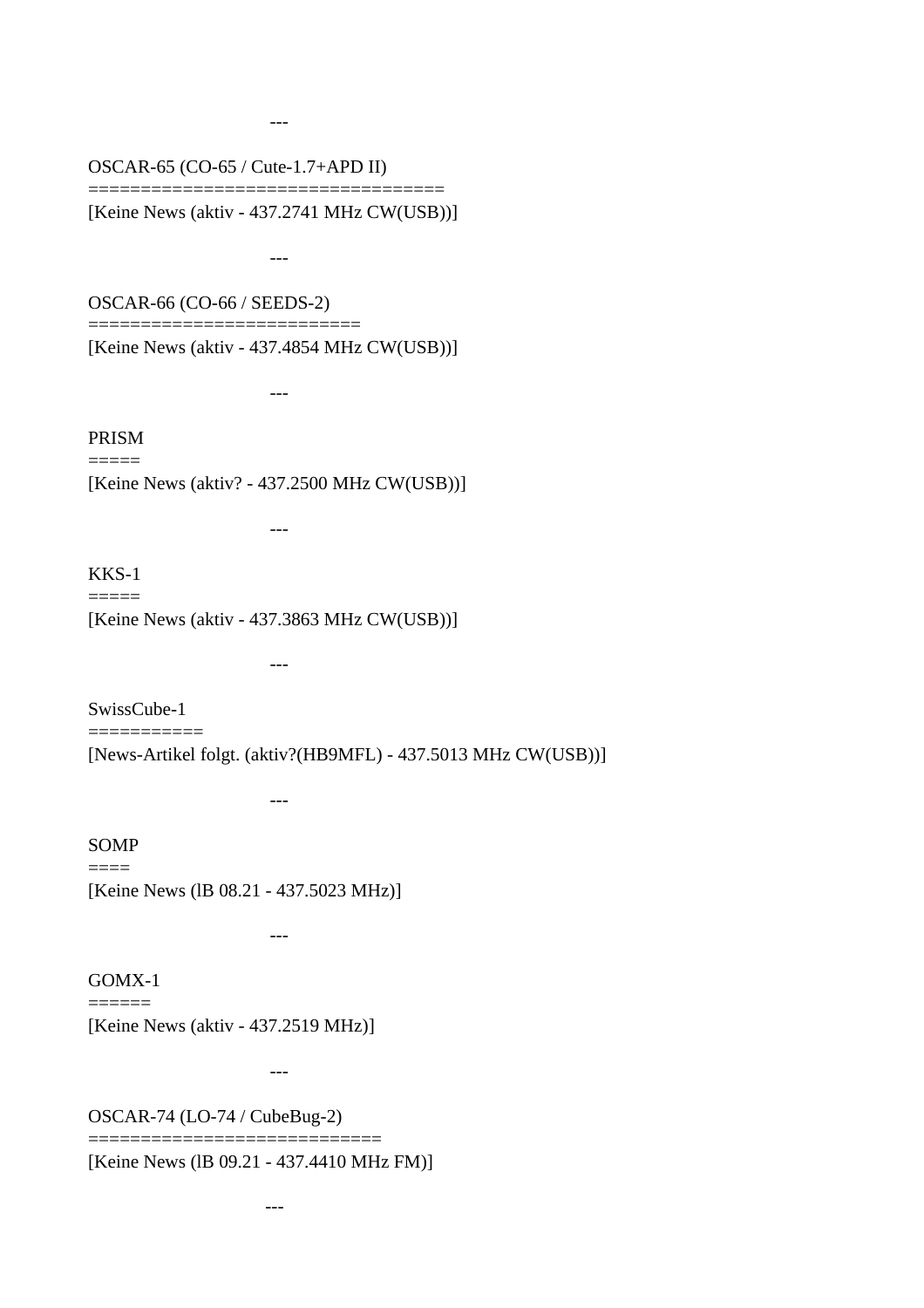---

OSCAR-65 (CO-65 / Cute-1.7+APD II)
=================================
[Keine News (aktiv - 437.2741 MHz CW(USB))]

---

OSCAR-66 (CO-66 / SEEDS-2)
=========================
[Keine News (aktiv - 437.4854 MHz CW(USB))]

---

PRISM
=====
[Keine News (aktiv? - 437.2500 MHz CW(USB))]

---

KKS-1
=====
[Keine News (aktiv - 437.3863 MHz CW(USB))]

---

SwissCube-1
===========
[News-Artikel folgt. (aktiv?(HB9MFL) - 437.5013 MHz CW(USB))]

---

SOMP
====
[Keine News (lB 08.21 - 437.5023 MHz)]

---

GOMX-1
======
[Keine News (aktiv - 437.2519 MHz)]

---

OSCAR-74 (LO-74 / CubeBug-2)
===========================
[Keine News (lB 09.21 - 437.4410 MHz FM)]

---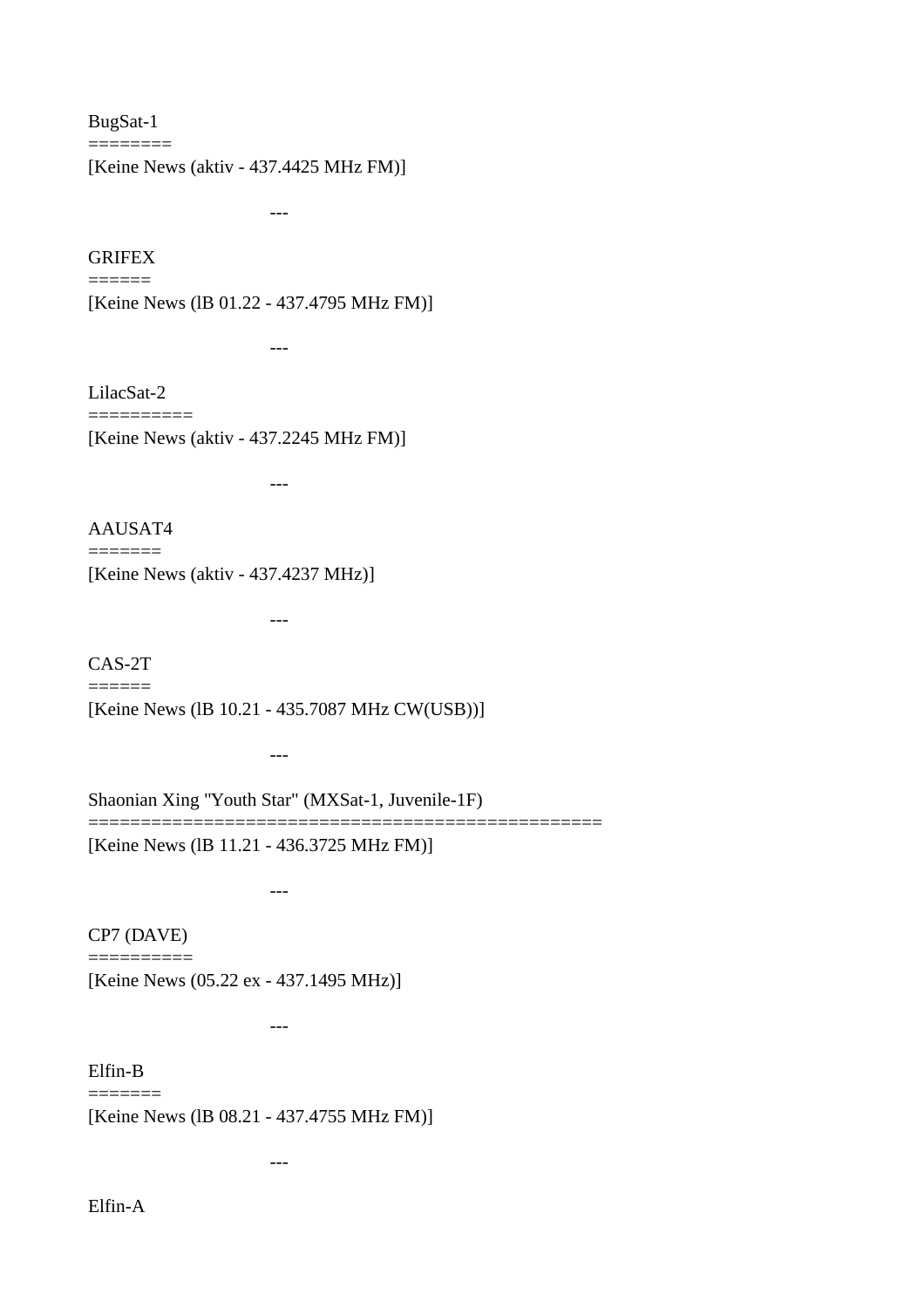BugSat-1
========
[Keine News (aktiv - 437.4425 MHz FM)]

---

GRIFEX
======
[Keine News (lB 01.22 - 437.4795 MHz FM)]

---

LilacSat-2
==========
[Keine News (aktiv - 437.2245 MHz FM)]

---

AAUSAT4
=======
[Keine News (aktiv - 437.4237 MHz)]

---

CAS-2T
======
[Keine News (lB 10.21 - 435.7087 MHz CW(USB))]

---

Shaonian Xing "Youth Star" (MXSat-1, Juvenile-1F)
================================================
[Keine News (lB 11.21 - 436.3725 MHz FM)]

---

CP7 (DAVE)
==========
[Keine News (05.22 ex - 437.1495 MHz)]

---

Elfin-B
=======
[Keine News (lB 08.21 - 437.4755 MHz FM)]

---

Elfin-A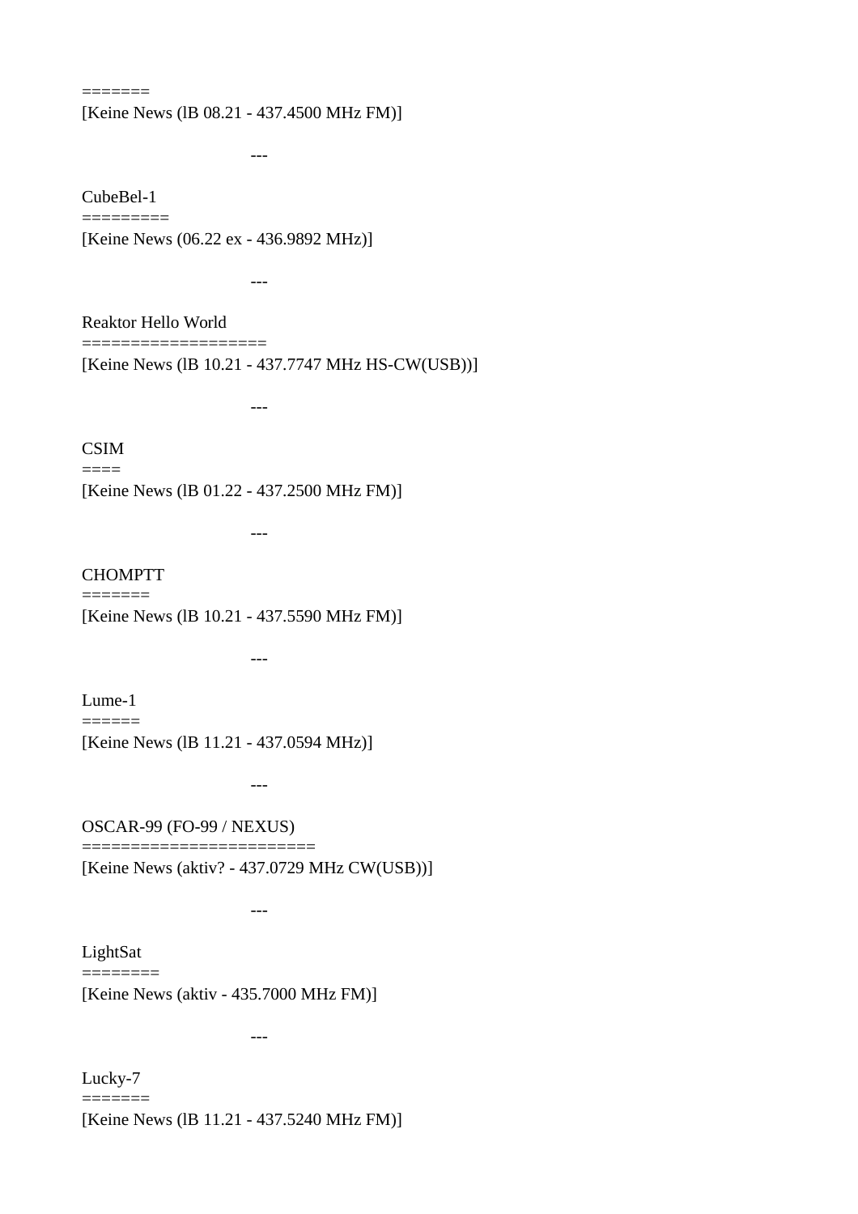=======

[Keine News (lB 08.21 - 437.4500 MHz FM)]

---

CubeBel-1
=========

[Keine News (06.22 ex - 436.9892 MHz)]

---

Reaktor Hello World
===================

[Keine News (lB 10.21 - 437.7747 MHz HS-CW(USB))]

---

CSIM
====

[Keine News (lB 01.22 - 437.2500 MHz FM)]

---

CHOMPTT
=======

[Keine News (lB 10.21 - 437.5590 MHz FM)]

---

Lume-1
======

[Keine News (lB 11.21 - 437.0594 MHz)]

---

OSCAR-99 (FO-99 / NEXUS)
========================

[Keine News (aktiv? - 437.0729 MHz CW(USB))]

---

LightSat
========

[Keine News (aktiv - 435.7000 MHz FM)]

---

Lucky-7
=======

[Keine News (lB 11.21 - 437.5240 MHz FM)]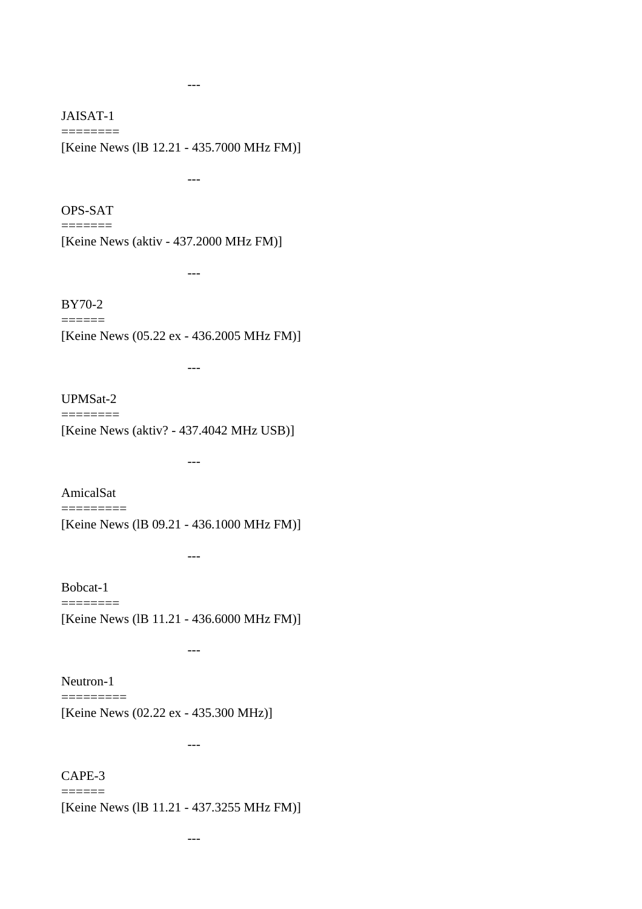---

JAISAT-1
========
[Keine News (lB 12.21 - 435.7000 MHz FM)]

---

OPS-SAT
=======
[Keine News (aktiv - 437.2000 MHz FM)]

---

BY70-2
======
[Keine News (05.22 ex - 436.2005 MHz FM)]

---

UPMSat-2
========
[Keine News (aktiv? - 437.4042 MHz USB)]

---

AmicalSat
=========
[Keine News (lB 09.21 - 436.1000 MHz FM)]

---

Bobcat-1
========
[Keine News (lB 11.21 - 436.6000 MHz FM)]

---

Neutron-1
=========
[Keine News (02.22 ex - 435.300 MHz)]

---

CAPE-3
======
[Keine News (lB 11.21 - 437.3255 MHz FM)]

---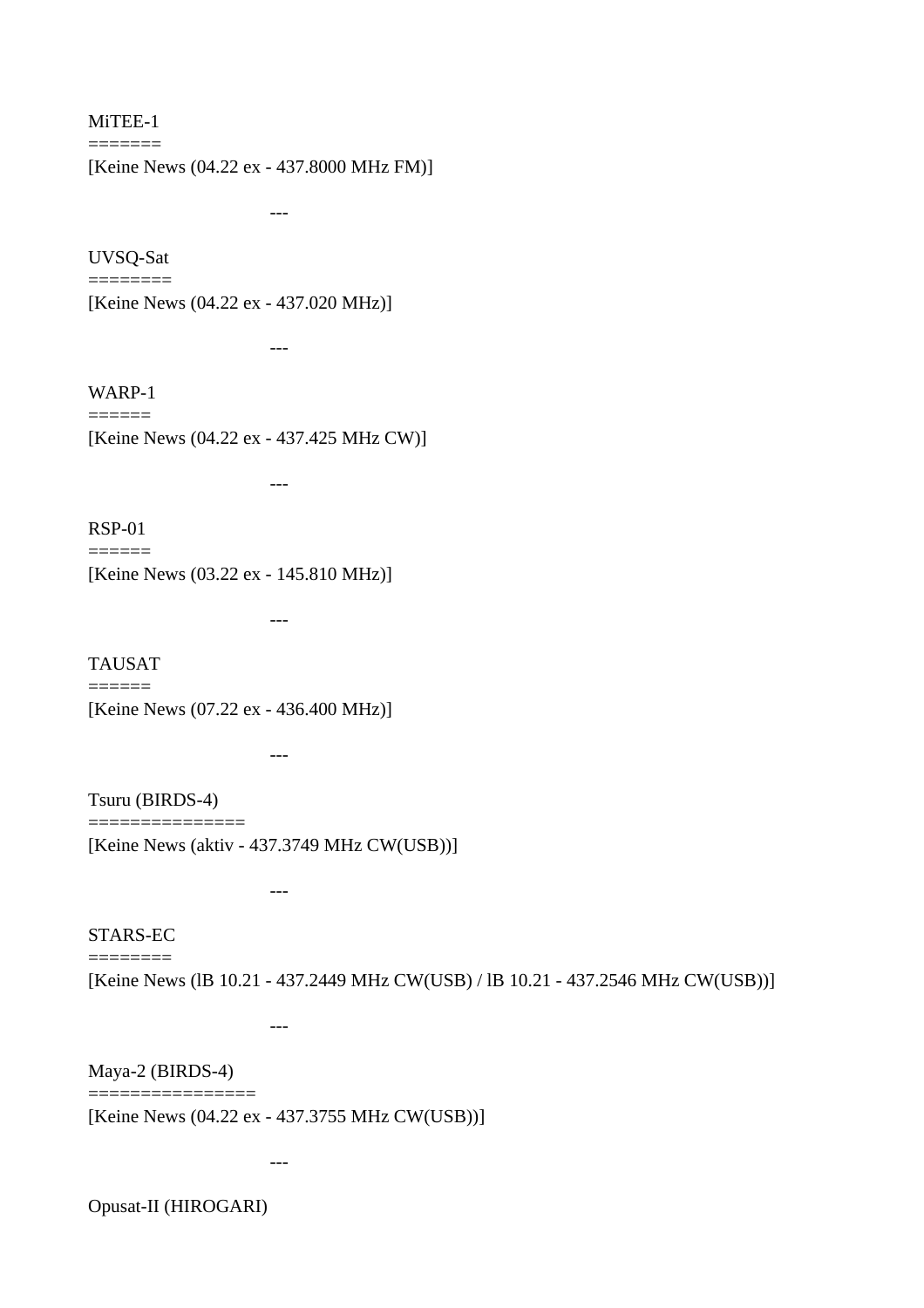MiTEE-1
=======
[Keine News (04.22 ex - 437.8000 MHz FM)]

---

UVSQ-Sat
========
[Keine News (04.22 ex - 437.020 MHz)]

---

WARP-1
======
[Keine News (04.22 ex - 437.425 MHz CW)]

---

RSP-01
======
[Keine News (03.22 ex - 145.810 MHz)]

---

TAUSAT
======
[Keine News (07.22 ex - 436.400 MHz)]

---

Tsuru (BIRDS-4)
==============
[Keine News (aktiv - 437.3749 MHz CW(USB))]

---

STARS-EC
========
[Keine News (lB 10.21 - 437.2449 MHz CW(USB) / lB 10.21 - 437.2546 MHz CW(USB))]

---

Maya-2 (BIRDS-4)
===============
[Keine News (04.22 ex - 437.3755 MHz CW(USB))]

---

Opusat-II (HIROGARI)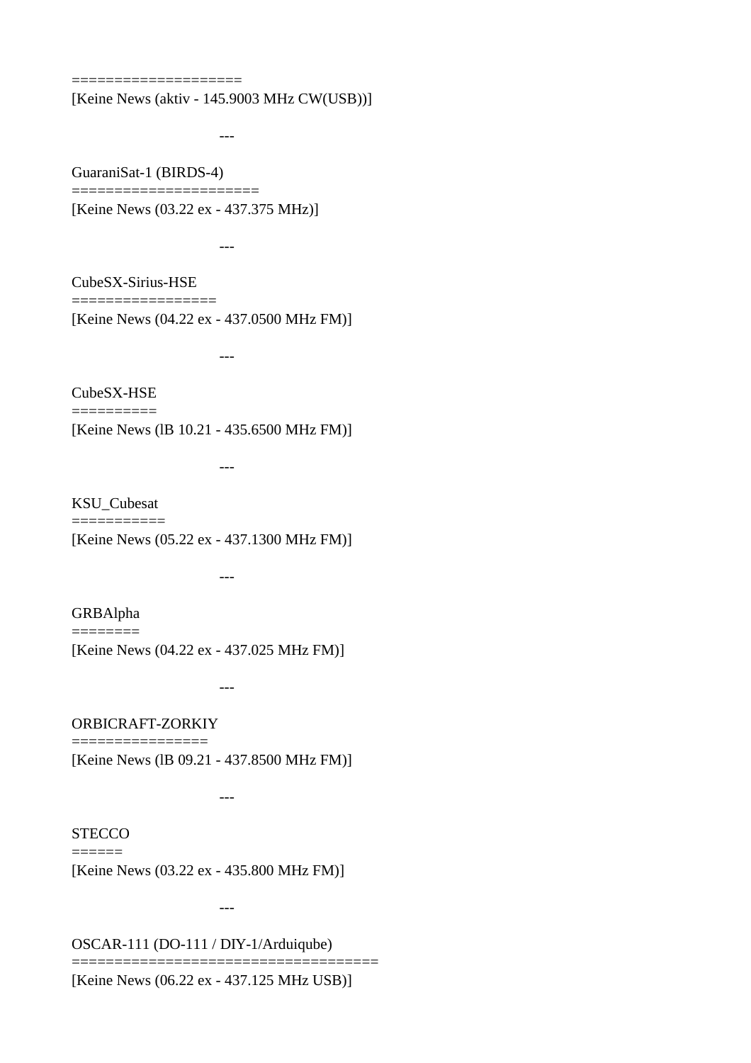===================
[Keine News (aktiv - 145.9003 MHz CW(USB))]

---

GuaraniSat-1 (BIRDS-4)
=====================
[Keine News (03.22 ex - 437.375 MHz)]

---

CubeSX-Sirius-HSE
=================
[Keine News (04.22 ex - 437.0500 MHz FM)]

---

CubeSX-HSE
==========
[Keine News (lB 10.21 - 435.6500 MHz FM)]

---

KSU_Cubesat
===========
[Keine News (05.22 ex - 437.1300 MHz FM)]

---

GRBAlpha
========
[Keine News (04.22 ex - 437.025 MHz FM)]

---

ORBICRAFT-ZORKIY
================
[Keine News (lB 09.21 - 437.8500 MHz FM)]

---

STECCO
======
[Keine News (03.22 ex - 435.800 MHz FM)]

---

OSCAR-111 (DO-111 / DIY-1/Arduiqube)
===================================
[Keine News (06.22 ex - 437.125 MHz USB)]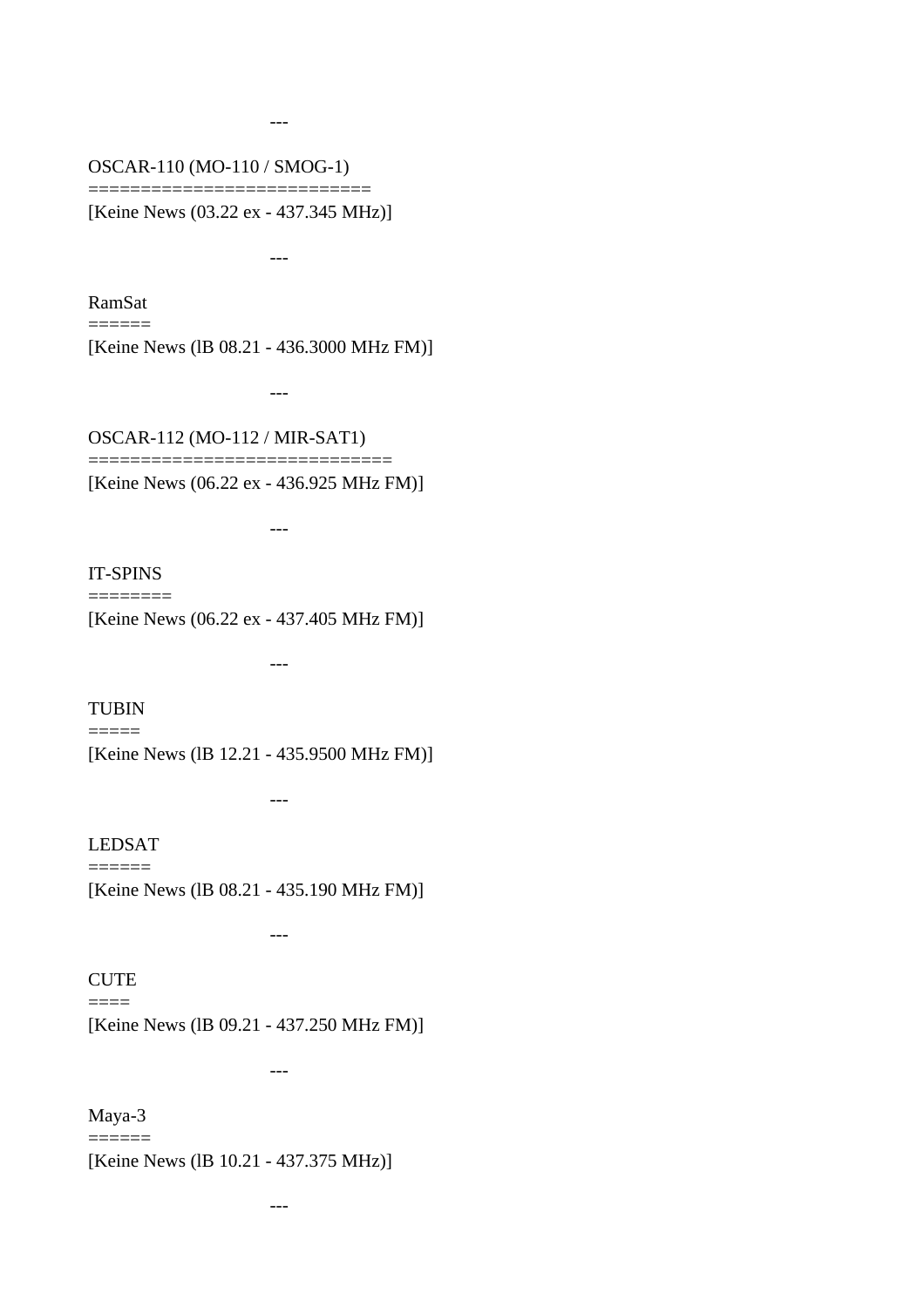---

OSCAR-110 (MO-110 / SMOG-1)
==========================
[Keine News (03.22 ex - 437.345 MHz)]

---

RamSat
======
[Keine News (lB 08.21 - 436.3000 MHz FM)]

---

OSCAR-112 (MO-112 / MIR-SAT1)
============================
[Keine News (06.22 ex - 436.925 MHz FM)]

---

IT-SPINS
========
[Keine News (06.22 ex - 437.405 MHz FM)]

---

TUBIN
=====
[Keine News (lB 12.21 - 435.9500 MHz FM)]

---

LEDSAT
======
[Keine News (lB 08.21 - 435.190 MHz FM)]

---

CUTE
====
[Keine News (lB 09.21 - 437.250 MHz FM)]

---

Maya-3
======
[Keine News (lB 10.21 - 437.375 MHz)]

---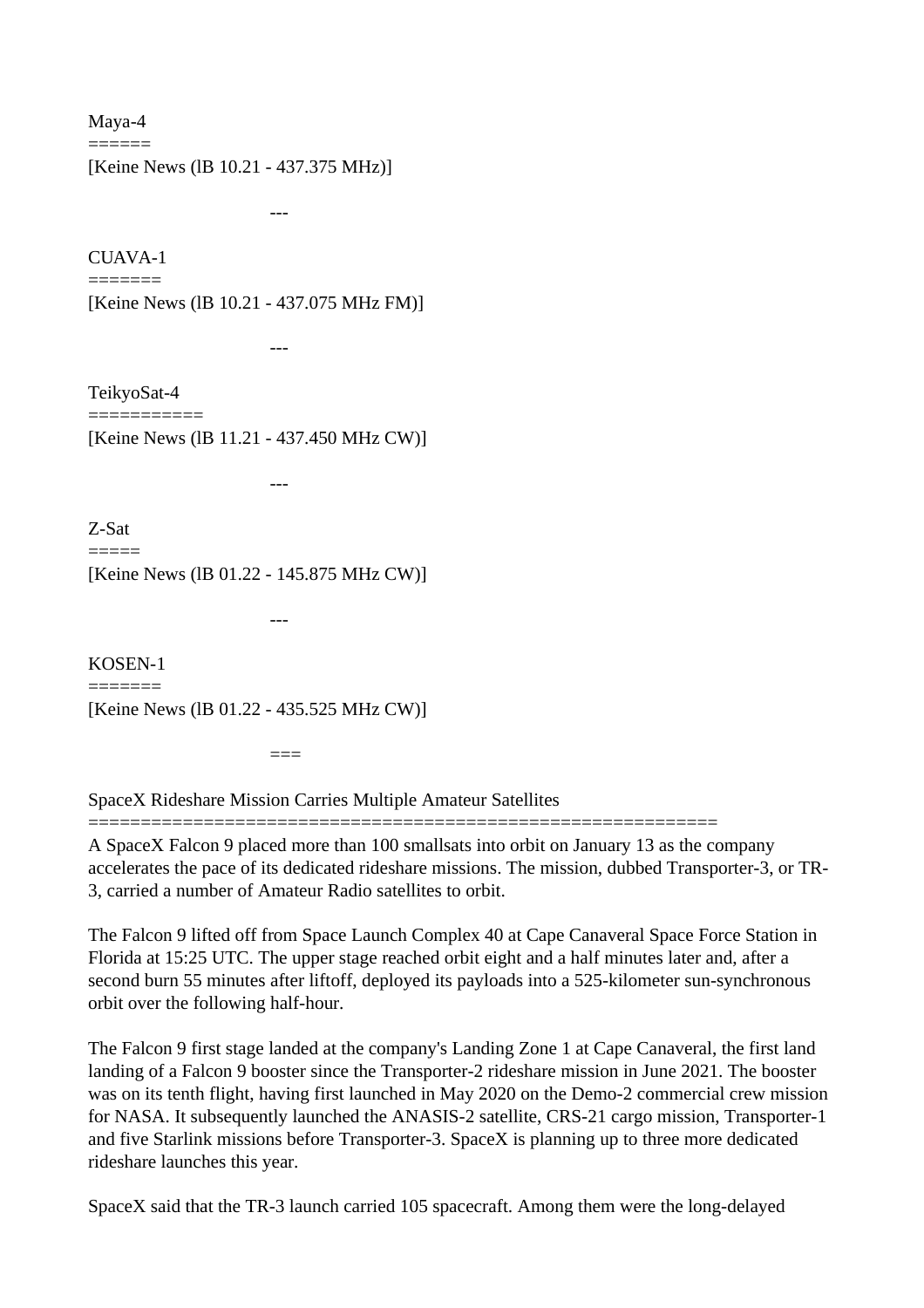## Maya-4

[Keine News (lB 10.21 - 437.375 MHz)]

---

## CUAVA-1

[Keine News (lB 10.21 - 437.075 MHz FM)]

---

## TeikyoSat-4

[Keine News (lB 11.21 - 437.450 MHz CW)]

---

## Z-Sat

[Keine News (lB 01.22 - 145.875 MHz CW)]

---

## KOSEN-1

[Keine News (lB 01.22 - 435.525 MHz CW)]

===

## SpaceX Rideshare Mission Carries Multiple Amateur Satellites

A SpaceX Falcon 9 placed more than 100 smallsats into orbit on January 13 as the company accelerates the pace of its dedicated rideshare missions. The mission, dubbed Transporter-3, or TR-3, carried a number of Amateur Radio satellites to orbit.

The Falcon 9 lifted off from Space Launch Complex 40 at Cape Canaveral Space Force Station in Florida at 15:25 UTC. The upper stage reached orbit eight and a half minutes later and, after a second burn 55 minutes after liftoff, deployed its payloads into a 525-kilometer sun-synchronous orbit over the following half-hour.

The Falcon 9 first stage landed at the company's Landing Zone 1 at Cape Canaveral, the first land landing of a Falcon 9 booster since the Transporter-2 rideshare mission in June 2021. The booster was on its tenth flight, having first launched in May 2020 on the Demo-2 commercial crew mission for NASA. It subsequently launched the ANASIS-2 satellite, CRS-21 cargo mission, Transporter-1 and five Starlink missions before Transporter-3. SpaceX is planning up to three more dedicated rideshare launches this year.

SpaceX said that the TR-3 launch carried 105 spacecraft. Among them were the long-delayed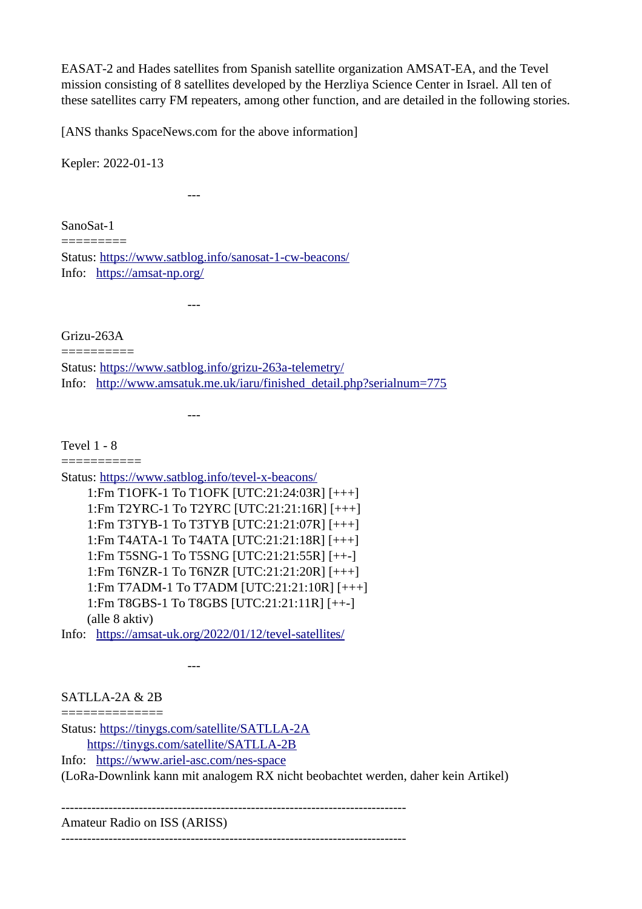EASAT-2 and Hades satellites from Spanish satellite organization AMSAT-EA, and the Tevel mission consisting of 8 satellites developed by the Herzliya Science Center in Israel. All ten of these satellites carry FM repeaters, among other function, and are detailed in the following stories.

[ANS thanks SpaceNews.com for the above information]

Kepler: 2022-01-13

---

SanoSat-1
=========
Status: https://www.satblog.info/sanosat-1-cw-beacons/
Info: https://amsat-np.org/

---

Grizu-263A
==========
Status: https://www.satblog.info/grizu-263a-telemetry/
Info: http://www.amsatuk.me.uk/iaru/finished_detail.php?serialnum=775

---

Tevel 1 - 8
===========
Status: https://www.satblog.info/tevel-x-beacons/

```
1:Fm T1OFK-1 To T1OFK [UTC:21:24:03R] [+++]
1:Fm T2YRC-1 To T2YRC [UTC:21:21:16R] [+++]
1:Fm T3TYB-1 To T3TYB [UTC:21:21:07R] [+++]
1:Fm T4ATA-1 To T4ATA [UTC:21:21:18R] [+++]
1:Fm T5SNG-1 To T5SNG [UTC:21:21:55R] [++-]
1:Fm T6NZR-1 To T6NZR [UTC:21:21:20R] [+++]
1:Fm T7ADM-1 To T7ADM [UTC:21:21:10R] [+++]
1:Fm T8GBS-1 To T8GBS [UTC:21:21:11R] [++-]
(alle 8 aktiv)
```

Info: https://amsat-uk.org/2022/01/12/tevel-satellites/

---

SATLLA-2A & 2B
==============
Status: https://tinygs.com/satellite/SATLLA-2A
https://tinygs.com/satellite/SATLLA-2B
Info: https://www.ariel-asc.com/nes-space
(LoRa-Downlink kann mit analogem RX nicht beobachtet werden, daher kein Artikel)

------------------------------------------------------------------------------
Amateur Radio on ISS (ARISS)
------------------------------------------------------------------------------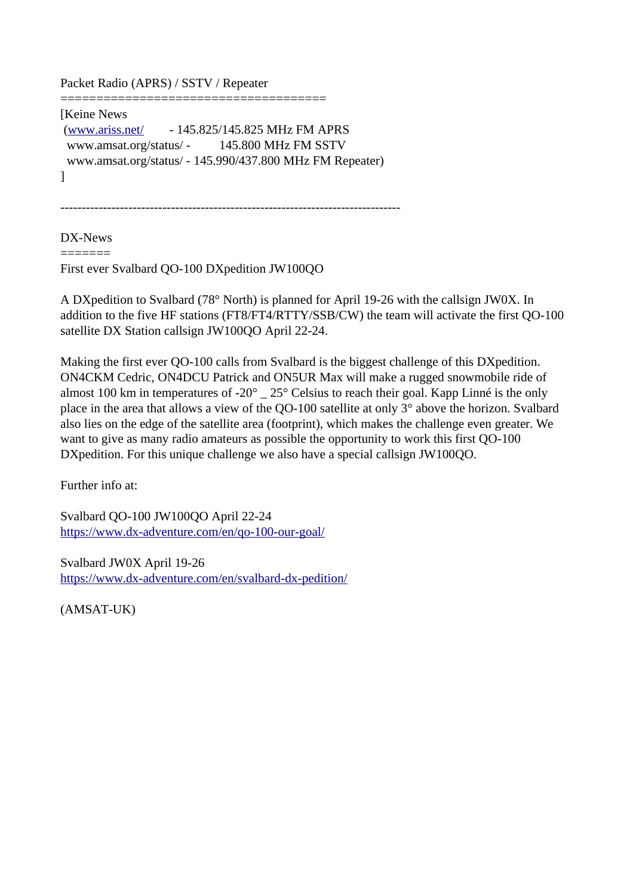Packet Radio (APRS) / SSTV / Repeater
====================================

[Keine News
 (www.ariss.net/        - 145.825/145.825 MHz FM APRS
  www.amsat.org/status/ -        145.800 MHz FM SSTV
  www.amsat.org/status/ - 145.990/437.800 MHz FM Repeater)
]

------------------------------------------------------------------------------

DX-News
=======

First ever Svalbard QO-100 DXpedition JW100QO

A DXpedition to Svalbard (78° North) is planned for April 19-26 with the callsign JW0X. In addition to the five HF stations (FT8/FT4/RTTY/SSB/CW) the team will activate the first QO-100 satellite DX Station callsign JW100QO April 22-24.

Making the first ever QO-100 calls from Svalbard is the biggest challenge of this DXpedition. ON4CKM Cedric, ON4DCU Patrick and ON5UR Max will make a rugged snowmobile ride of almost 100 km in temperatures of -20° _ 25° Celsius to reach their goal. Kapp Linné is the only place in the area that allows a view of the QO-100 satellite at only 3° above the horizon. Svalbard also lies on the edge of the satellite area (footprint), which makes the challenge even greater. We want to give as many radio amateurs as possible the opportunity to work this first QO-100 DXpedition. For this unique challenge we also have a special callsign JW100QO.

Further info at:

Svalbard QO-100 JW100QO April 22-24
https://www.dx-adventure.com/en/qo-100-our-goal/

Svalbard JW0X April 19-26
https://www.dx-adventure.com/en/svalbard-dx-pedition/

(AMSAT-UK)